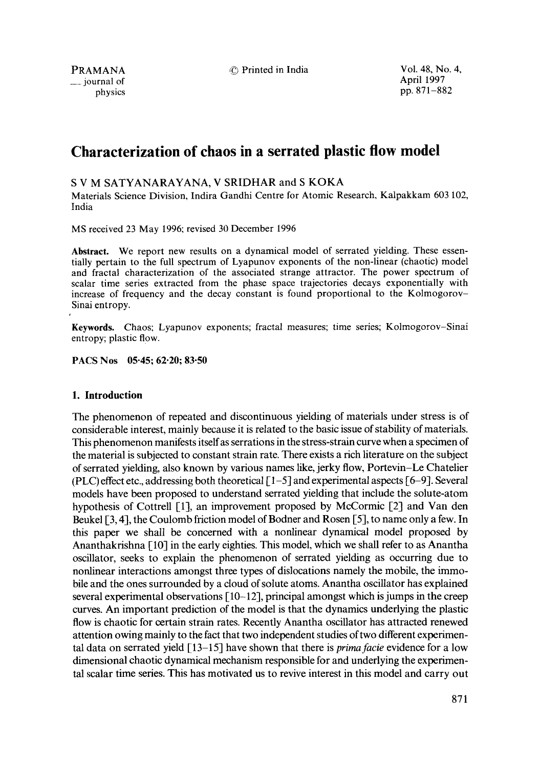# Characterization of chaos in a serrated plastic flow model

S V M SATYANARAYANA, V SRIDHAR and S KOKA

Materials Science Division, Indira Gandhi Centre for Atomic Research, Kalpakkam 603 102, India

MS received 23 May 1996; revised 30 December 1996

**Abstract.** We report new results on a dynamical model of serrated yielding. These essentially pertain to the full spectrum of Lyapunov exponents of the non-linear (chaotic) model and fractal characterization of the associated strange attractor. The power spectrum of scalar time series extracted from the phase space trajectories decays exponentially with increase of frequency and the decay constant is found proportional to the Kolmogorov–Sinai entropy.

**Keywords.** Chaos; Lyapunov exponents; fractal measures; time series; Kolmogorov–Sinai entropy; plastic flow.

**PACS Nos 05·45; 62·20; 83·50**

## 1. Introduction

The phenomenon of repeated and discontinuous yielding of materials under stress is of considerable interest, mainly because it is related to the basic issue of stability of materials. This phenomenon manifests itself as serrations in the stress-strain curve when a specimen of the material is subjected to constant strain rate. There exists a rich literature on the subject of serrated yielding, also known by various names like, jerky flow, Portevin–Le Chatelier (PLC) effect etc., addressing both theoretical [1–5] and experimental aspects [6–9]. Several models have been proposed to understand serrated yielding that include the solute-atom hypothesis of Cottrell [1], an improvement proposed by McCormic [2] and Van den Beukel [3, 4], the Coulomb friction model of Bodner and Rosen [5], to name only a few. In this paper we shall be concerned with a nonlinear dynamical model proposed by Ananthakrishna [10] in the early eighties. This model, which we shall refer to as Anantha oscillator, seeks to explain the phenomenon of serrated yielding as occurring due to nonlinear interactions amongst three types of dislocations namely the mobile, the immobile and the ones surrounded by a cloud of solute atoms. Anantha oscillator has explained several experimental observations [10–12], principal amongst which is jumps in the creep curves. An important prediction of the model is that the dynamics underlying the plastic flow is chaotic for certain strain rates. Recently Anantha oscillator has attracted renewed attention owing mainly to the fact that two independent studies of two different experimental data on serrated yield [13–15] have shown that there is *prima facie* evidence for a low dimensional chaotic dynamical mechanism responsible for and underlying the experimental scalar time series. This has motivated us to revive interest in this model and carry out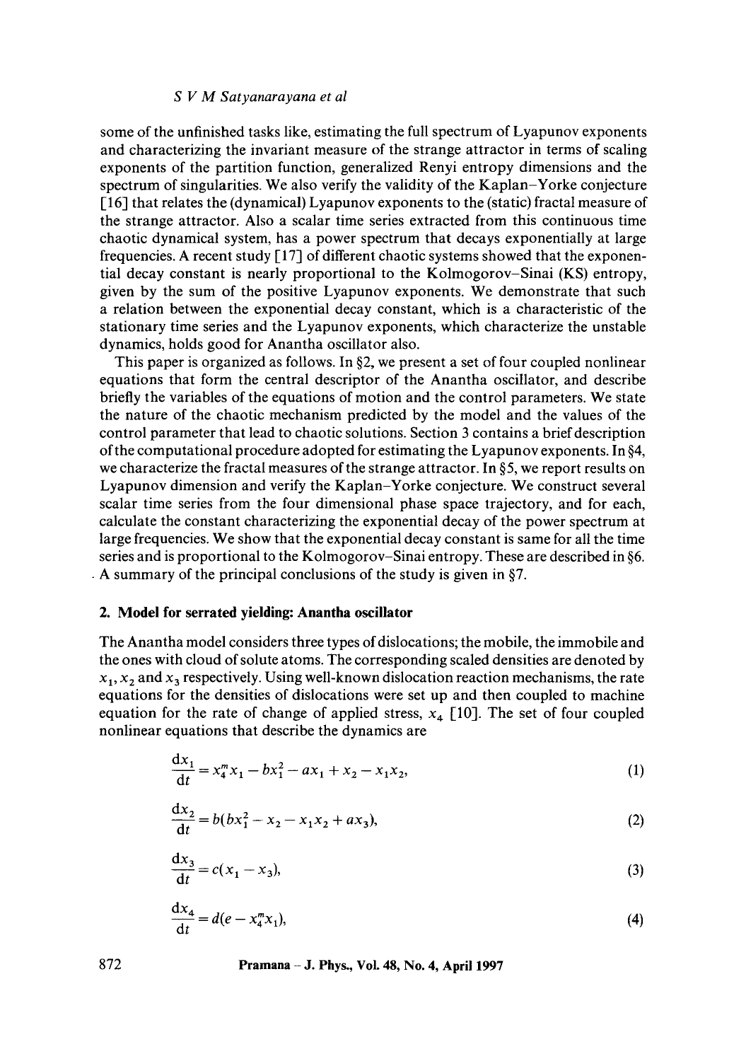some of the unfinished tasks like, estimating the full spectrum of Lyapunov exponents and characterizing the invariant measure of the strange attractor in terms of scaling exponents of the partition function, generalized Renyi entropy dimensions and the spectrum of singularities. We also verify the validity of the Kaplan–Yorke conjecture [16] that relates the (dynamical) Lyapunov exponents to the (static) fractal measure of the strange attractor. Also a scalar time series extracted from this continuous time chaotic dynamical system, has a power spectrum that decays exponentially at large frequencies. A recent study [17] of different chaotic systems showed that the exponential decay constant is nearly proportional to the Kolmogorov–Sinai (KS) entropy, given by the sum of the positive Lyapunov exponents. We demonstrate that such a relation between the exponential decay constant, which is a characteristic of the stationary time series and the Lyapunov exponents, which characterize the unstable dynamics, holds good for Anantha oscillator also.

This paper is organized as follows. In §2, we present a set of four coupled nonlinear equations that form the central descriptor of the Anantha oscillator, and describe briefly the variables of the equations of motion and the control parameters. We state the nature of the chaotic mechanism predicted by the model and the values of the control parameter that lead to chaotic solutions. Section 3 contains a brief description of the computational procedure adopted for estimating the Lyapunov exponents. In §4, we characterize the fractal measures of the strange attractor. In §5, we report results on Lyapunov dimension and verify the Kaplan–Yorke conjecture. We construct several scalar time series from the four dimensional phase space trajectory, and for each, calculate the constant characterizing the exponential decay of the power spectrum at large frequencies. We show that the exponential decay constant is same for all the time series and is proportional to the Kolmogorov–Sinai entropy. These are described in §6. A summary of the principal conclusions of the study is given in §7.

## 2. Model for serrated yielding: Anantha oscillator

The Anantha model considers three types of dislocations; the mobile, the immobile and the ones with cloud of solute atoms. The corresponding scaled densities are denoted by $x_1$, $x_2$ and $x_3$ respectively. Using well-known dislocation reaction mechanisms, the rate equations for the densities of dislocations were set up and then coupled to machine equation for the rate of change of applied stress, $x_4$ [10]. The set of four coupled nonlinear equations that describe the dynamics are

$$\frac{\mathrm{d}x_1}{\mathrm{d}t} = x_4^m x_1 - b x_1^2 - a x_1 + x_2 - x_1 x_2, \tag{1}$$

$$\frac{\mathrm{d}x_2}{\mathrm{d}t} = b(b x_1^2 - x_2 - x_1 x_2 + a x_3), \tag{2}$$

$$\frac{\mathrm{d}x_3}{\mathrm{d}t} = c(x_1 - x_3), \tag{3}$$

$$\frac{\mathrm{d}x_4}{\mathrm{d}t} = d(e - x_4^m x_1), \tag{4}$$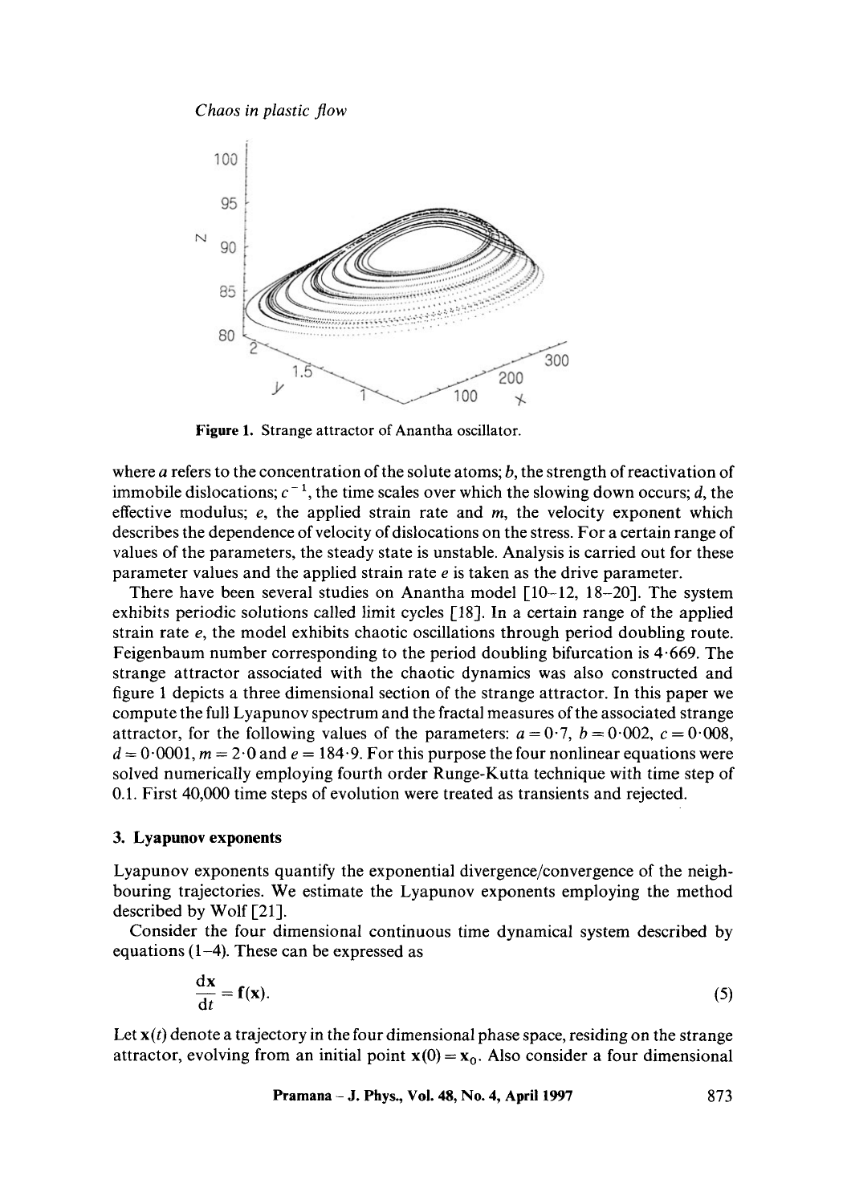**Figure 1.** Strange attractor of Anantha oscillator.

where $a$ refers to the concentration of the solute atoms; $b$, the strength of reactivation of immobile dislocations; $c^{-1}$, the time scales over which the slowing down occurs; $d$, the effective modulus; $e$, the applied strain rate and $m$, the velocity exponent which describes the dependence of velocity of dislocations on the stress. For a certain range of values of the parameters, the steady state is unstable. Analysis is carried out for these parameter values and the applied strain rate $e$ is taken as the drive parameter.

There have been several studies on Anantha model [10–12, 18–20]. The system exhibits periodic solutions called limit cycles [18]. In a certain range of the applied strain rate $e$, the model exhibits chaotic oscillations through period doubling route. Feigenbaum number corresponding to the period doubling bifurcation is 4·669. The strange attractor associated with the chaotic dynamics was also constructed and figure 1 depicts a three dimensional section of the strange attractor. In this paper we compute the full Lyapunov spectrum and the fractal measures of the associated strange attractor, for the following values of the parameters: $a = 0{\cdot}7$, $b = 0{\cdot}002$, $c = 0{\cdot}008$, $d = 0{\cdot}0001$, $m = 2{\cdot}0$ and $e = 184{\cdot}9$. For this purpose the four nonlinear equations were solved numerically employing fourth order Runge-Kutta technique with time step of 0.1. First 40,000 time steps of evolution were treated as transients and rejected.

## 3. Lyapunov exponents

Lyapunov exponents quantify the exponential divergence/convergence of the neighbouring trajectories. We estimate the Lyapunov exponents employing the method described by Wolf [21].

Consider the four dimensional continuous time dynamical system described by equations (1–4). These can be expressed as

$$\frac{\mathrm{d}\mathbf{x}}{\mathrm{d}t} = \mathbf{f}(\mathbf{x}). \tag{5}$$

Let $\mathbf{x}(t)$ denote a trajectory in the four dimensional phase space, residing on the strange attractor, evolving from an initial point $\mathbf{x}(0) = \mathbf{x}_0$. Also consider a four dimensional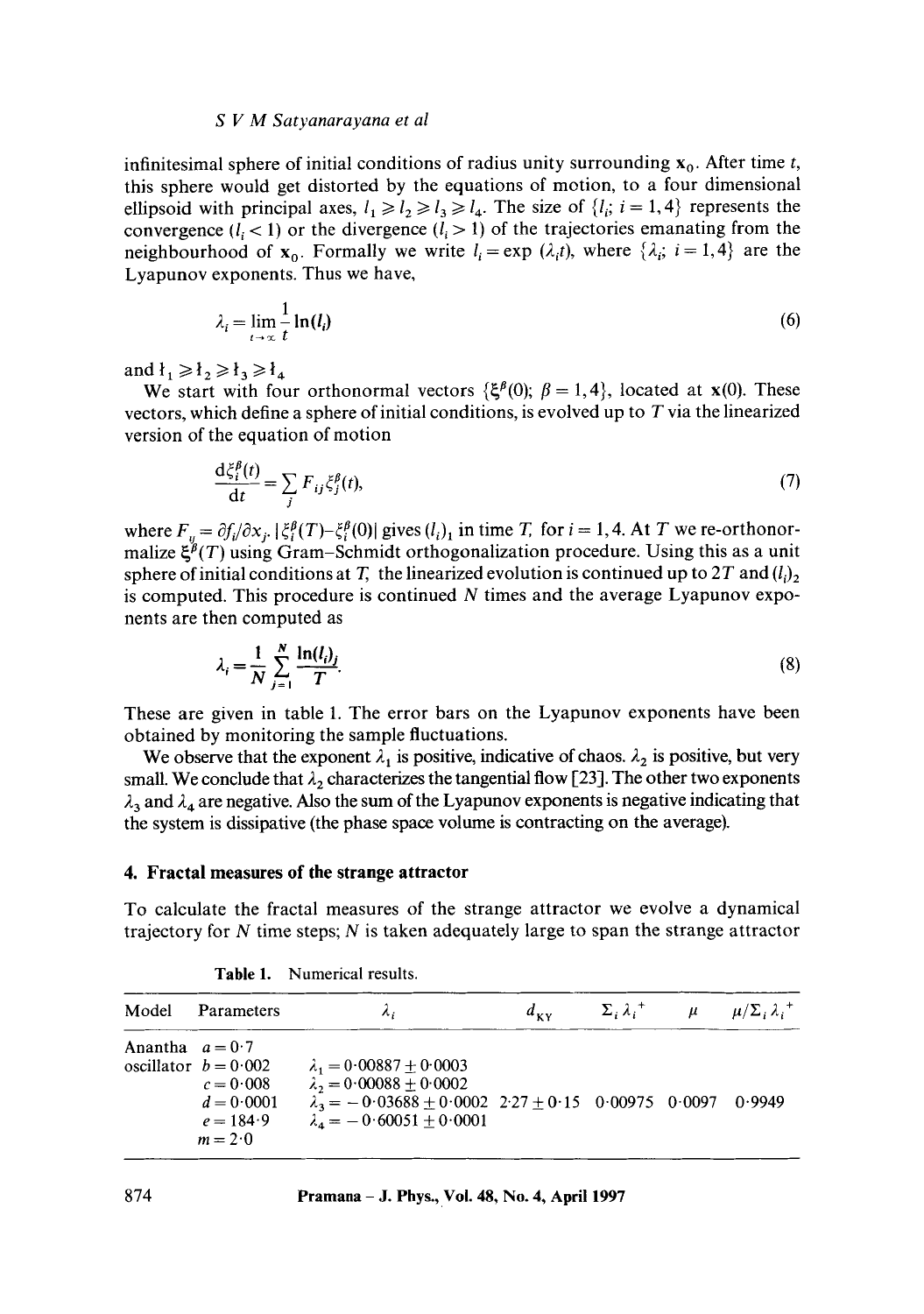infinitesimal sphere of initial conditions of radius unity surrounding $\mathbf{x}_0$. After time $t$, this sphere would get distorted by the equations of motion, to a four dimensional ellipsoid with principal axes, $l_1 \geqslant l_2 \geqslant l_3 \geqslant l_4$. The size of $\{l_i; i = 1, 4\}$ represents the convergence ($l_i < 1$) or the divergence ($l_i > 1$) of the trajectories emanating from the neighbourhood of $\mathbf{x}_0$. Formally we write $l_i = \exp(\lambda_i t)$, where $\{\lambda_i; i = 1, 4\}$ are the Lyapunov exponents. Thus we have,

$$\lambda_i = \lim_{t \to \infty} \frac{1}{t} \ln(l_i) \tag{6}$$

and $\lambda_1 \geqslant \lambda_2 \geqslant \lambda_3 \geqslant \lambda_4$

We start with four orthonormal vectors $\{\xi^\beta(0); \beta = 1, 4\}$, located at $\mathbf{x}(0)$. These vectors, which define a sphere of initial conditions, is evolved up to $T$ via the linearized version of the equation of motion

$$\frac{\mathrm{d}\xi_i^\beta(t)}{\mathrm{d}t} = \sum_j F_{ij} \xi_j^\beta(t), \tag{7}$$

where $F_{ij} = \partial f_i / \partial x_j$. $|\xi_i^\beta(T) - \xi_i^\beta(0)|$ gives $(l_i)_1$ in time $T$, for $i = 1, 4$. At $T$ we re-orthonormalize $\xi^\beta(T)$ using Gram–Schmidt orthogonalization procedure. Using this as a unit sphere of initial conditions at $T$, the linearized evolution is continued up to $2T$ and $(l_i)_2$ is computed. This procedure is continued $N$ times and the average Lyapunov exponents are then computed as

$$\lambda_i = \frac{1}{N} \sum_{j=1}^{N} \frac{\ln(l_i)_j}{T}. \tag{8}$$

These are given in table 1. The error bars on the Lyapunov exponents have been obtained by monitoring the sample fluctuations.

We observe that the exponent $\lambda_1$ is positive, indicative of chaos. $\lambda_2$ is positive, but very small. We conclude that $\lambda_2$ characterizes the tangential flow [23]. The other two exponents $\lambda_3$ and $\lambda_4$ are negative. Also the sum of the Lyapunov exponents is negative indicating that the system is dissipative (the phase space volume is contracting on the average).

## 4. Fractal measures of the strange attractor

To calculate the fractal measures of the strange attractor we evolve a dynamical trajectory for $N$ time steps; $N$ is taken adequately large to span the strange attractor

**Table 1.** Numerical results.

| Model | Parameters | $\lambda_i$ | $d_{KY}$ | $\Sigma_i \lambda_i^+$ | $\mu$ | $\mu/\Sigma_i \lambda_i^+$ |
|---|---|---|---|---|---|---|
| Anantha oscillator | $a = 0.7$ | | | | | |
| | $b = 0.002$ | $\lambda_1 = 0.00887 \pm 0.0003$ | | | | |
| | $c = 0.008$ | $\lambda_2 = 0.00088 \pm 0.0002$ | | | | |
| | $d = 0.0001$ | $\lambda_3 = -0.03688 \pm 0.0002$ | $2.27 \pm 0.15$ | $0.00975$ | $0.0097$ | $0.9949$ |
| | $e = 184.9$ | $\lambda_4 = -0.60051 \pm 0.0001$ | | | | |
| | $m = 2.0$ | | | | | |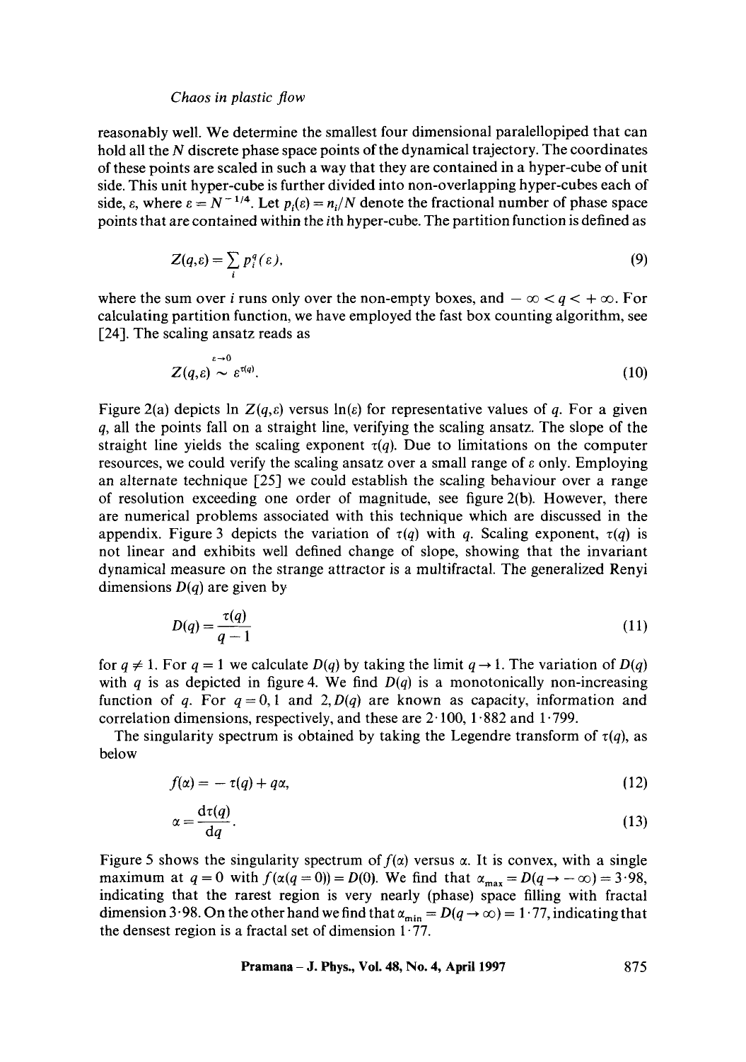reasonably well. We determine the smallest four dimensional paralellopiped that can hold all the $N$ discrete phase space points of the dynamical trajectory. The coordinates of these points are scaled in such a way that they are contained in a hyper-cube of unit side. This unit hyper-cube is further divided into non-overlapping hyper-cubes each of side, $\varepsilon$, where $\varepsilon = N^{-1/4}$. Let $p_i(\varepsilon) = n_i/N$ denote the fractional number of phase space points that are contained within the $i$th hyper-cube. The partition function is defined as

$$Z(q,\varepsilon) = \sum_i p_i^q(\varepsilon), \tag{9}$$

where the sum over $i$ runs only over the non-empty boxes, and $-\infty < q < +\infty$. For calculating partition function, we have employed the fast box counting algorithm, see [24]. The scaling ansatz reads as

$$Z(q,\varepsilon) \overset{\varepsilon \to 0}{\sim} \varepsilon^{\tau(q)}. \tag{10}$$

Figure 2(a) depicts $\ln Z(q,\varepsilon)$ versus $\ln(\varepsilon)$ for representative values of $q$. For a given $q$, all the points fall on a straight line, verifying the scaling ansatz. The slope of the straight line yields the scaling exponent $\tau(q)$. Due to limitations on the computer resources, we could verify the scaling ansatz over a small range of $\varepsilon$ only. Employing an alternate technique [25] we could establish the scaling behaviour over a range of resolution exceeding one order of magnitude, see figure 2(b). However, there are numerical problems associated with this technique which are discussed in the appendix. Figure 3 depicts the variation of $\tau(q)$ with $q$. Scaling exponent, $\tau(q)$ is not linear and exhibits well defined change of slope, showing that the invariant dynamical measure on the strange attractor is a multifractal. The generalized Renyi dimensions $D(q)$ are given by

$$D(q) = \frac{\tau(q)}{q-1} \tag{11}$$

for $q \neq 1$. For $q = 1$ we calculate $D(q)$ by taking the limit $q \to 1$. The variation of $D(q)$ with $q$ is as depicted in figure 4. We find $D(q)$ is a monotonically non-increasing function of $q$. For $q = 0, 1$ and $2, D(q)$ are known as capacity, information and correlation dimensions, respectively, and these are 2·100, 1·882 and 1·799.

The singularity spectrum is obtained by taking the Legendre transform of $\tau(q)$, as below

$$f(\alpha) = -\tau(q) + q\alpha, \tag{12}$$

$$\alpha = \frac{\mathrm{d}\tau(q)}{\mathrm{d}q}. \tag{13}$$

Figure 5 shows the singularity spectrum of $f(\alpha)$ versus $\alpha$. It is convex, with a single maximum at $q = 0$ with $f(\alpha(q = 0)) = D(0)$. We find that $\alpha_{\max} = D(q \to -\infty) = 3{\cdot}98$, indicating that the rarest region is very nearly (phase) space filling with fractal dimension 3·98. On the other hand we find that $\alpha_{\min} = D(q \to \infty) = 1{\cdot}77$, indicating that the densest region is a fractal set of dimension 1·77.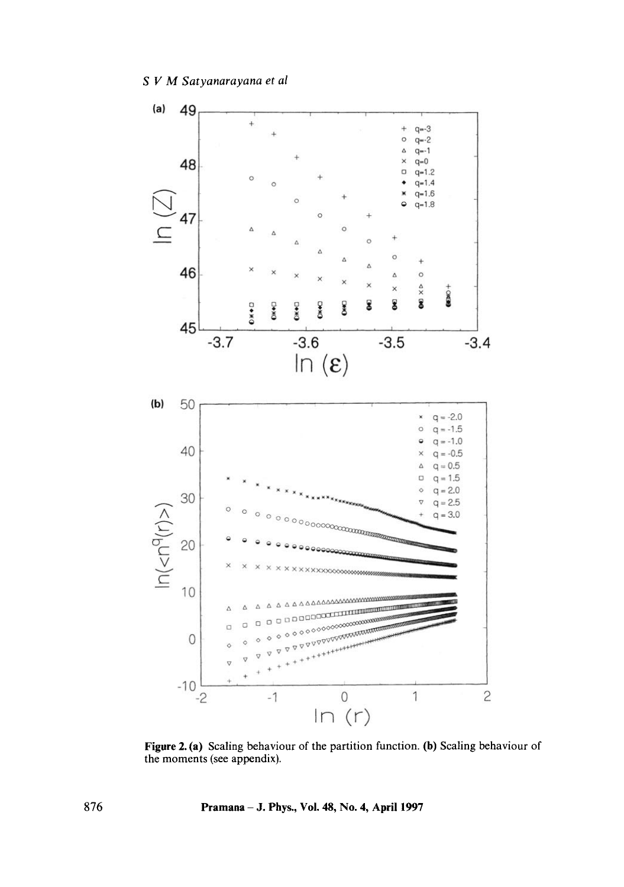**Figure 2. (a)** Scaling behaviour of the partition function. **(b)** Scaling behaviour of the moments (see appendix).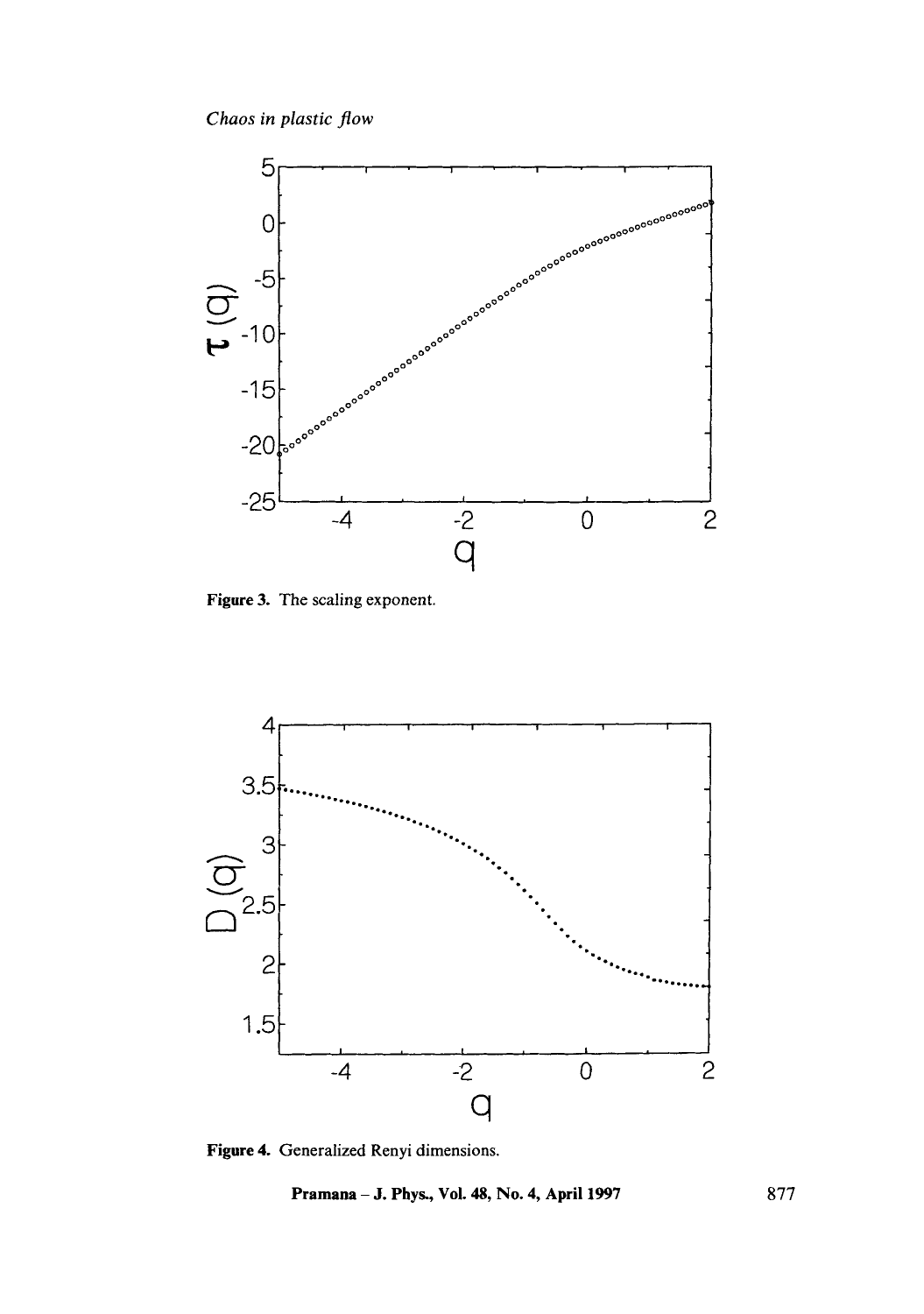Figure 3. The scaling exponent.

Figure 4. Generalized Renyi dimensions.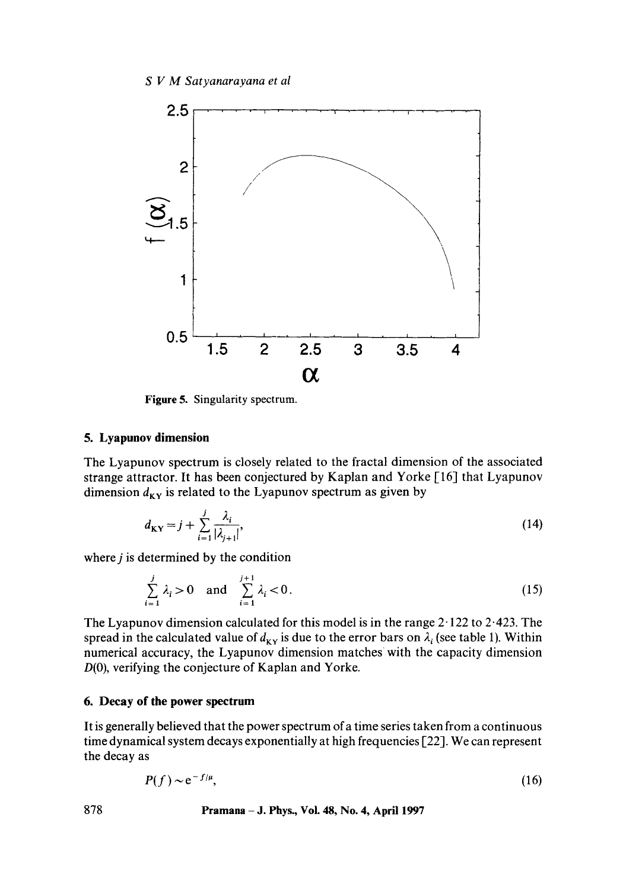Figure 5. Singularity spectrum.

## 5. Lyapunov dimension

The Lyapunov spectrum is closely related to the fractal dimension of the associated strange attractor. It has been conjectured by Kaplan and Yorke [16] that Lyapunov dimension $d_{KY}$ is related to the Lyapunov spectrum as given by

$$d_{KY} = j + \sum_{i=1}^{j} \frac{\lambda_i}{|\lambda_{j+1}|}, \tag{14}$$

where $j$ is determined by the condition

$$\sum_{i=1}^{j} \lambda_i > 0 \quad \text{and} \quad \sum_{i=1}^{j+1} \lambda_i < 0. \tag{15}$$

The Lyapunov dimension calculated for this model is in the range 2·122 to 2·423. The spread in the calculated value of $d_{KY}$ is due to the error bars on $\lambda_i$ (see table 1). Within numerical accuracy, the Lyapunov dimension matches with the capacity dimension $D(0)$, verifying the conjecture of Kaplan and Yorke.

## 6. Decay of the power spectrum

It is generally believed that the power spectrum of a time series taken from a continuous time dynamical system decays exponentially at high frequencies [22]. We can represent the decay as

$$P(f) \sim e^{-f/\mu}, \tag{16}$$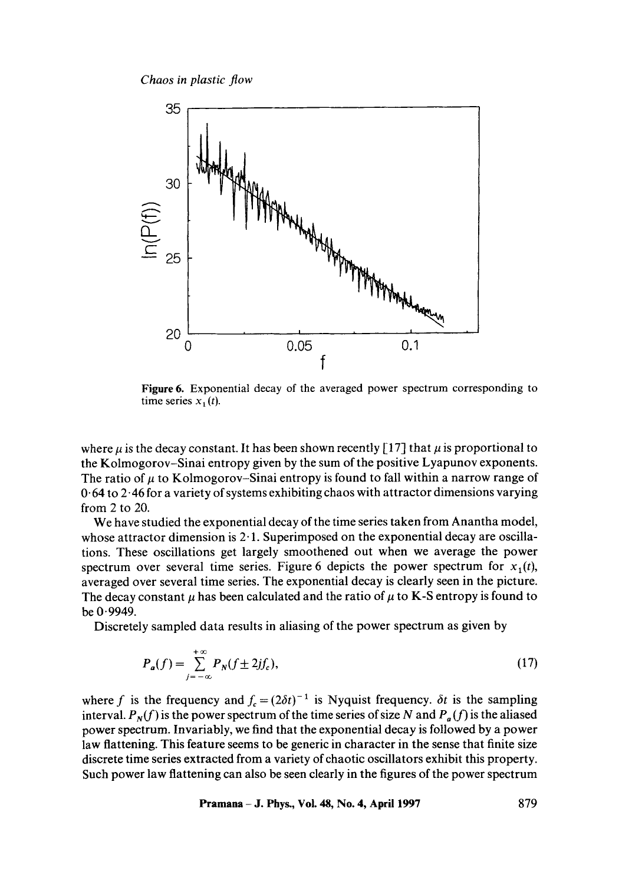Figure 6. Exponential decay of the averaged power spectrum corresponding to time series $x_1(t)$.

where $\mu$ is the decay constant. It has been shown recently [17] that $\mu$ is proportional to the Kolmogorov–Sinai entropy given by the sum of the positive Lyapunov exponents. The ratio of $\mu$ to Kolmogorov–Sinai entropy is found to fall within a narrow range of 0·64 to 2·46 for a variety of systems exhibiting chaos with attractor dimensions varying from 2 to 20.

We have studied the exponential decay of the time series taken from Anantha model, whose attractor dimension is 2·1. Superimposed on the exponential decay are oscillations. These oscillations get largely smoothened out when we average the power spectrum over several time series. Figure 6 depicts the power spectrum for $x_1(t)$, averaged over several time series. The exponential decay is clearly seen in the picture. The decay constant $\mu$ has been calculated and the ratio of $\mu$ to K-S entropy is found to be 0·9949.

Discretely sampled data results in aliasing of the power spectrum as given by

$$P_a(f) = \sum_{j=-\infty}^{+\infty} P_N(f \pm 2jf_c), \tag{17}$$

where $f$ is the frequency and $f_c = (2\delta t)^{-1}$ is Nyquist frequency. $\delta t$ is the sampling interval. $P_N(f)$ is the power spectrum of the time series of size $N$ and $P_a(f)$ is the aliased power spectrum. Invariably, we find that the exponential decay is followed by a power law flattening. This feature seems to be generic in character in the sense that finite size discrete time series extracted from a variety of chaotic oscillators exhibit this property. Such power law flattening can also be seen clearly in the figures of the power spectrum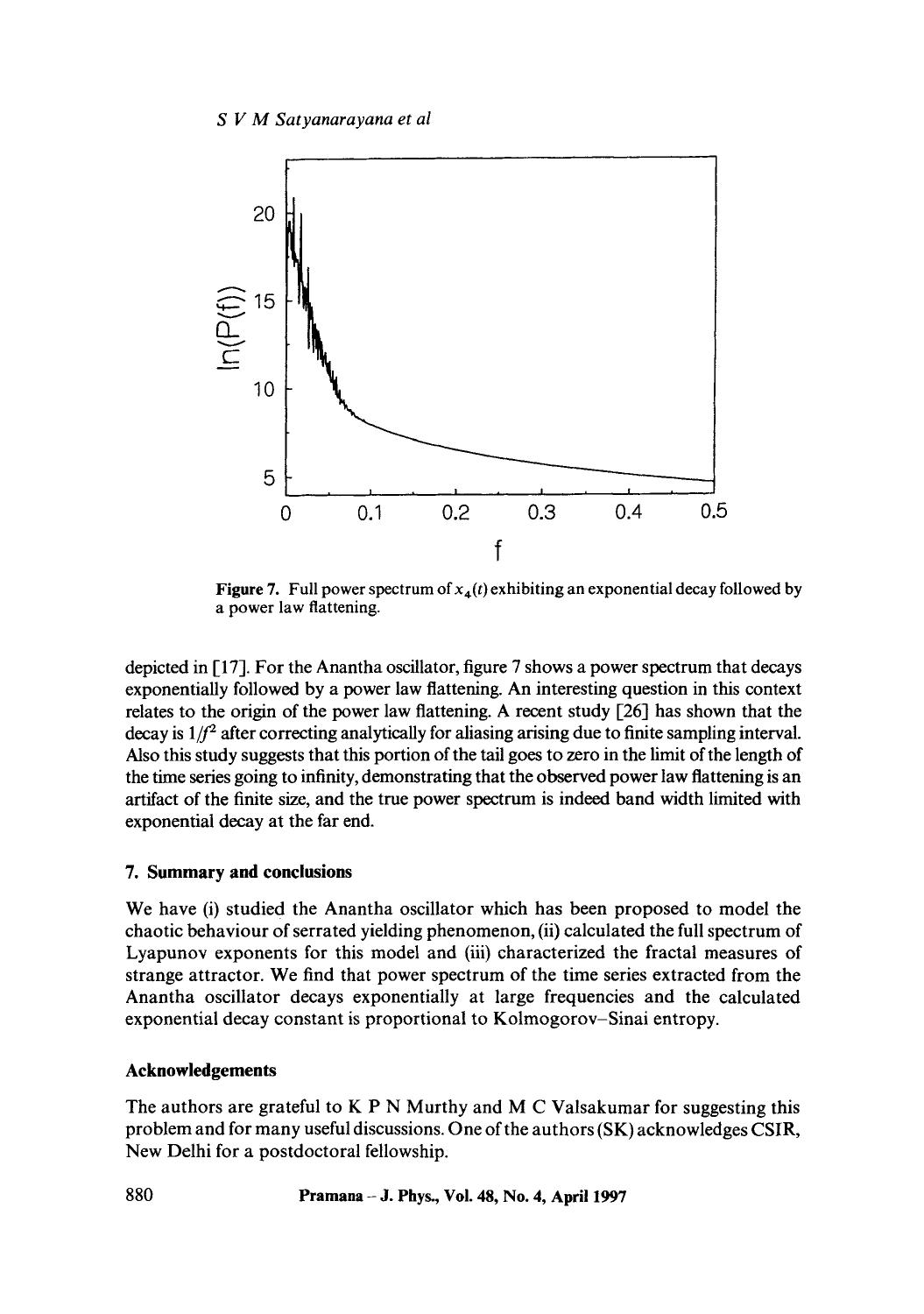Figure 7. Full power spectrum of $x_4(t)$ exhibiting an exponential decay followed by a power law flattening.

depicted in [17]. For the Anantha oscillator, figure 7 shows a power spectrum that decays exponentially followed by a power law flattening. An interesting question in this context relates to the origin of the power law flattening. A recent study [26] has shown that the decay is $1/f^2$ after correcting analytically for aliasing arising due to finite sampling interval. Also this study suggests that this portion of the tail goes to zero in the limit of the length of the time series going to infinity, demonstrating that the observed power law flattening is an artifact of the finite size, and the true power spectrum is indeed band width limited with exponential decay at the far end.

## 7. Summary and conclusions

We have (i) studied the Anantha oscillator which has been proposed to model the chaotic behaviour of serrated yielding phenomenon, (ii) calculated the full spectrum of Lyapunov exponents for this model and (iii) characterized the fractal measures of strange attractor. We find that power spectrum of the time series extracted from the Anantha oscillator decays exponentially at large frequencies and the calculated exponential decay constant is proportional to Kolmogorov–Sinai entropy.

## Acknowledgements

The authors are grateful to K P N Murthy and M C Valsakumar for suggesting this problem and for many useful discussions. One of the authors (SK) acknowledges CSIR, New Delhi for a postdoctoral fellowship.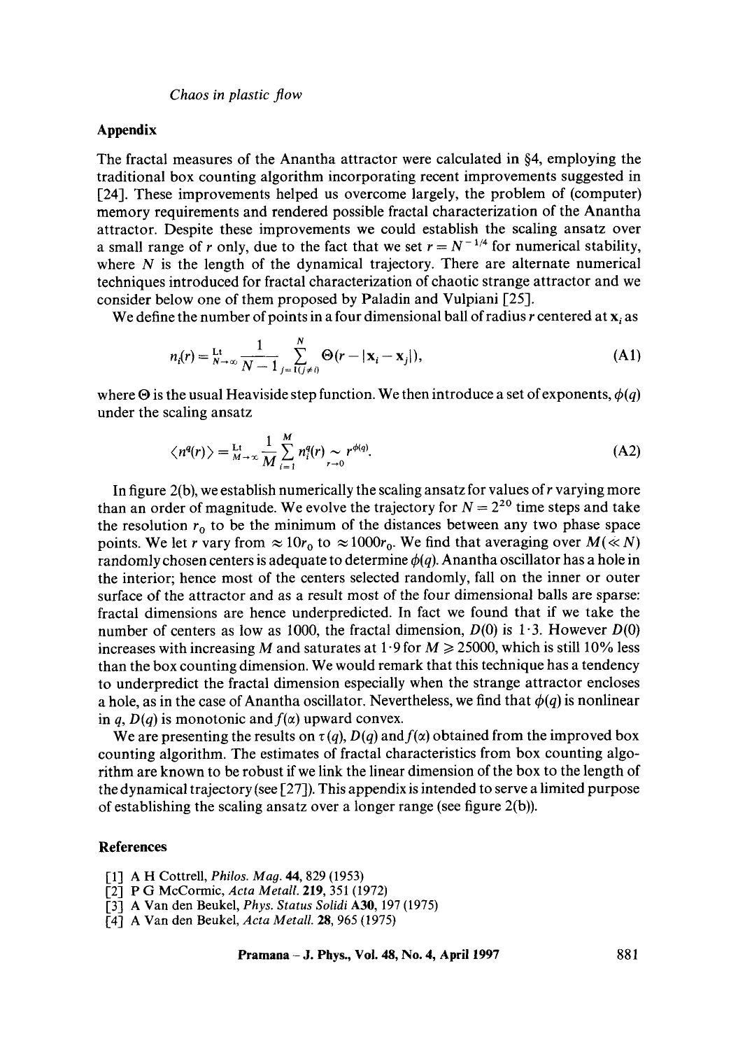## Appendix

The fractal measures of the Anantha attractor were calculated in §4, employing the traditional box counting algorithm incorporating recent improvements suggested in [24]. These improvements helped us overcome largely, the problem of (computer) memory requirements and rendered possible fractal characterization of the Anantha attractor. Despite these improvements we could establish the scaling ansatz over a small range of $r$ only, due to the fact that we set $r = N^{-1/4}$ for numerical stability, where $N$ is the length of the dynamical trajectory. There are alternate numerical techniques introduced for fractal characterization of chaotic strange attractor and we consider below one of them proposed by Paladin and Vulpiani [25].

We define the number of points in a four dimensional ball of radius $r$ centered at $\mathbf{x}_i$ as

$$n_i(r) = \operatorname*{Lt}_{N\to\infty} \frac{1}{N-1} \sum_{j=1(j\neq i)}^{N} \Theta(r - |\mathbf{x}_i - \mathbf{x}_j|), \tag{A1}$$

where $\Theta$ is the usual Heaviside step function. We then introduce a set of exponents, $\phi(q)$ under the scaling ansatz

$$\langle n^q(r)\rangle = \operatorname*{Lt}_{M\to\infty} \frac{1}{M} \sum_{i=1}^{M} n_i^q(r) \underset{r\to 0}{\sim} r^{\phi(q)}. \tag{A2}$$

In figure 2(b), we establish numerically the scaling ansatz for values of $r$ varying more than an order of magnitude. We evolve the trajectory for $N = 2^{20}$ time steps and take the resolution $r_0$ to be the minimum of the distances between any two phase space points. We let $r$ vary from $\approx 10r_0$ to $\approx 1000r_0$. We find that averaging over $M(\ll N)$ randomly chosen centers is adequate to determine $\phi(q)$. Anantha oscillator has a hole in the interior; hence most of the centers selected randomly, fall on the inner or outer surface of the attractor and as a result most of the four dimensional balls are sparse: fractal dimensions are hence underpredicted. In fact we found that if we take the number of centers as low as 1000, the fractal dimension, $D(0)$ is 1·3. However $D(0)$ increases with increasing $M$ and saturates at 1·9 for $M \geqslant 25000$, which is still 10% less than the box counting dimension. We would remark that this technique has a tendency to underpredict the fractal dimension especially when the strange attractor encloses a hole, as in the case of Anantha oscillator. Nevertheless, we find that $\phi(q)$ is nonlinear in $q$, $D(q)$ is monotonic and $f(\alpha)$ upward convex.

We are presenting the results on $\tau(q)$, $D(q)$ and $f(\alpha)$ obtained from the improved box counting algorithm. The estimates of fractal characteristics from box counting algorithm are known to be robust if we link the linear dimension of the box to the length of the dynamical trajectory (see [27]). This appendix is intended to serve a limited purpose of establishing the scaling ansatz over a longer range (see figure 2(b)).

## References

[1] A H Cottrell, *Philos. Mag.* **44**, 829 (1953)
[2] P G McCormic, *Acta Metall.* **219**, 351 (1972)
[3] A Van den Beukel, *Phys. Status Solidi* **A30**, 197 (1975)
[4] A Van den Beukel, *Acta Metall.* **28**, 965 (1975)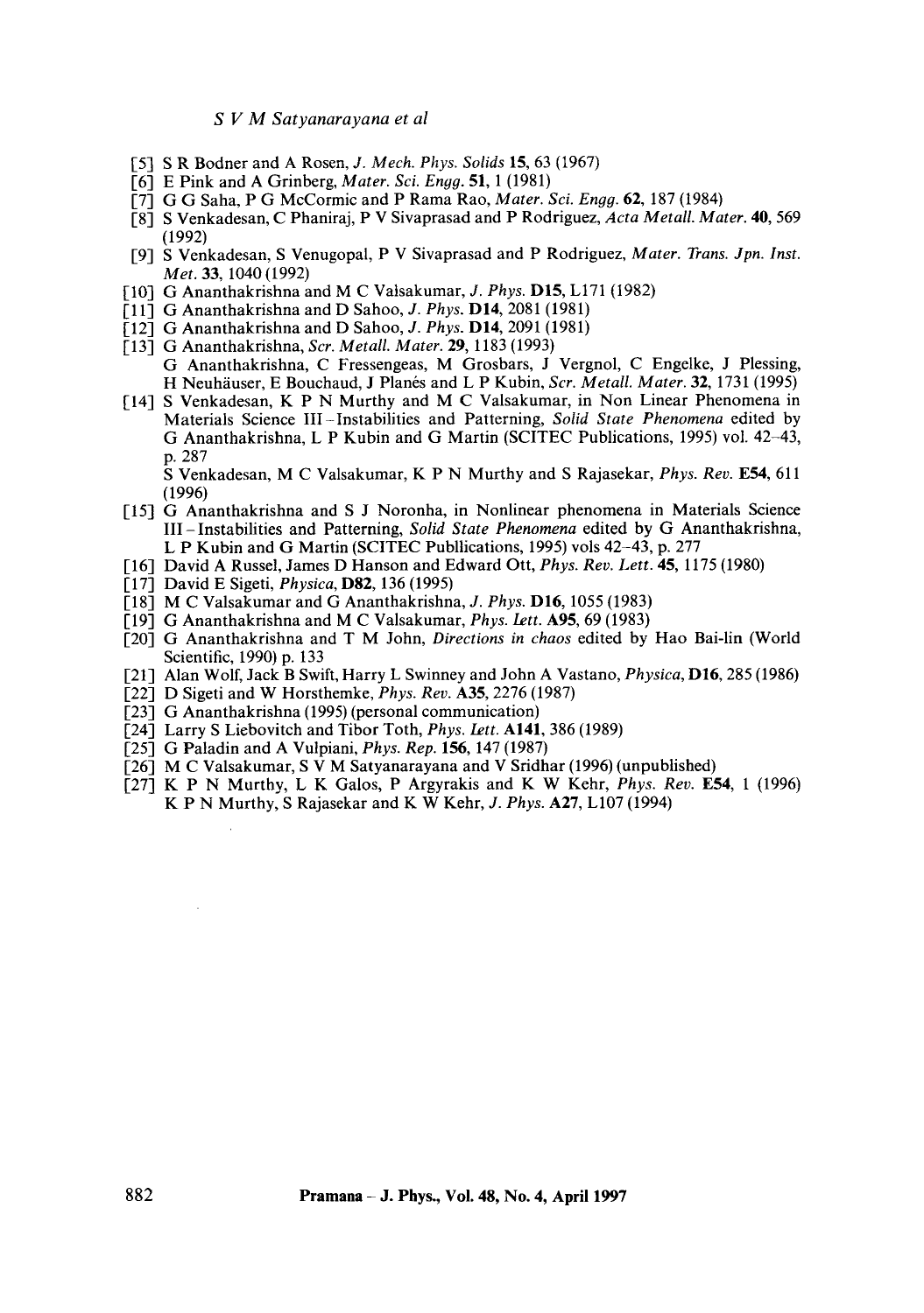[5] S R Bodner and A Rosen, *J. Mech. Phys. Solids* **15**, 63 (1967)

[6] E Pink and A Grinberg, *Mater. Sci. Engg.* **51**, 1 (1981)

[7] G G Saha, P G McCormic and P Rama Rao, *Mater. Sci. Engg.* **62**, 187 (1984)

[8] S Venkadesan, C Phaniraj, P V Sivaprasad and P Rodriguez, *Acta Metall. Mater.* **40**, 569 (1992)

[9] S Venkadesan, S Venugopal, P V Sivaprasad and P Rodriguez, *Mater. Trans. Jpn. Inst. Met.* **33**, 1040 (1992)

[10] G Ananthakrishna and M C Valsakumar, *J. Phys.* **D15**, L171 (1982)

[11] G Ananthakrishna and D Sahoo, *J. Phys.* **D14**, 2081 (1981)

[12] G Ananthakrishna and D Sahoo, *J. Phys.* **D14**, 2091 (1981)

[13] G Ananthakrishna, *Scr. Metall. Mater.* **29**, 1183 (1993)
G Ananthakrishna, C Fressengeas, M Grosbars, J Vergnol, C Engelke, J Plessing, H Neuhäuser, E Bouchaud, J Planès and L P Kubin, *Scr. Metall. Mater.* **32**, 1731 (1995)

[14] S Venkadesan, K P N Murthy and M C Valsakumar, in Non Linear Phenomena in Materials Science III – Instabilities and Patterning, *Solid State Phenomena* edited by G Ananthakrishna, L P Kubin and G Martin (SCITEC Publications, 1995) vol. 42–43, p. 287
S Venkadesan, M C Valsakumar, K P N Murthy and S Rajasekar, *Phys. Rev.* **E54**, 611 (1996)

[15] G Ananthakrishna and S J Noronha, in Nonlinear phenomena in Materials Science III – Instabilities and Patterning, *Solid State Phenomena* edited by G Ananthakrishna, L P Kubin and G Martin (SCITEC Publlications, 1995) vols 42–43, p. 277

[16] David A Russel, James D Hanson and Edward Ott, *Phys. Rev. Lett.* **45**, 1175 (1980)

[17] David E Sigeti, *Physica*, **D82**, 136 (1995)

[18] M C Valsakumar and G Ananthakrishna, *J. Phys.* **D16**, 1055 (1983)

[19] G Ananthakrishna and M C Valsakumar, *Phys. Lett.* **A95**, 69 (1983)

[20] G Ananthakrishna and T M John, *Directions in chaos* edited by Hao Bai-lin (World Scientific, 1990) p. 133

[21] Alan Wolf, Jack B Swift, Harry L Swinney and John A Vastano, *Physica*, **D16**, 285 (1986)

[22] D Sigeti and W Horsthemke, *Phys. Rev.* **A35**, 2276 (1987)

[23] G Ananthakrishna (1995) (personal communication)

[24] Larry S Liebovitch and Tibor Toth, *Phys. Lett.* **A141**, 386 (1989)

[25] G Paladin and A Vulpiani, *Phys. Rep.* **156**, 147 (1987)

[26] M C Valsakumar, S V M Satyanarayana and V Sridhar (1996) (unpublished)

[27] K P N Murthy, L K Galos, P Argyrakis and K W Kehr, *Phys. Rev.* **E54**, 1 (1996)
K P N Murthy, S Rajasekar and K W Kehr, *J. Phys.* **A27**, L107 (1994)